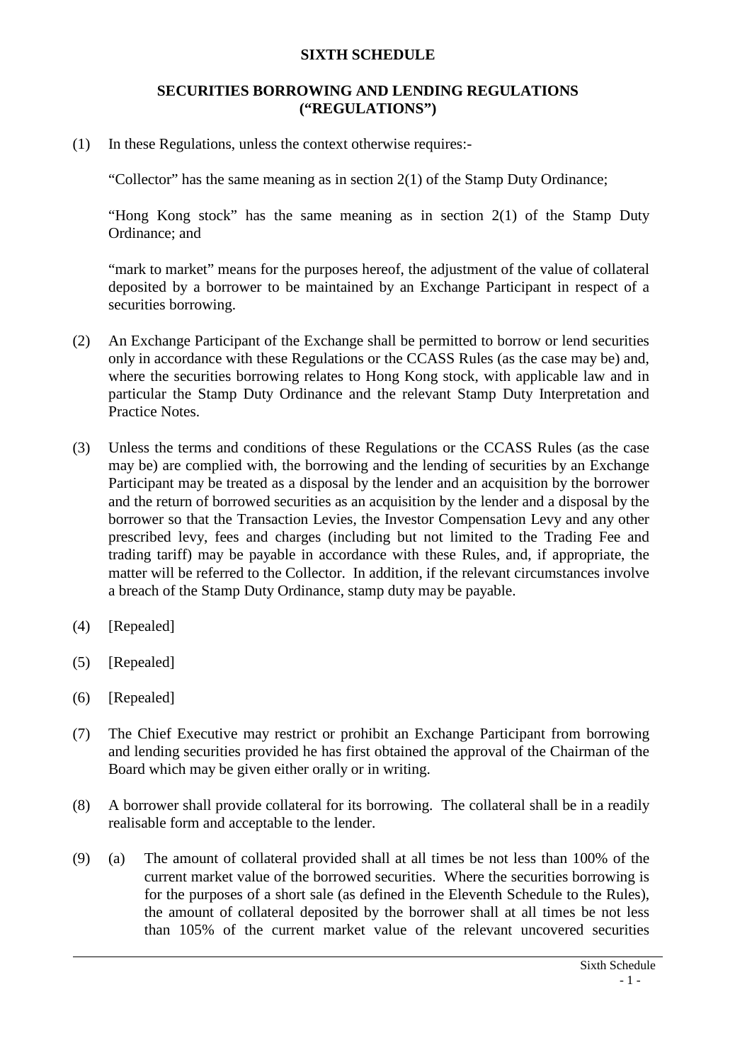# SIXTH SCHEDULE

## SECURITIES BORROWING AND LENDING REGULATIONS (“REGULATIONS”)

(1) In these Regulations, unless the context otherwise requires:-

“Collector” has the same meaning as in section 2(1) of the Stamp Duty Ordinance;

“Hong Kong stock” has the same meaning as in section 2(1) of the Stamp Duty Ordinance; and

“mark to market” means for the purposes hereof, the adjustment of the value of collateral deposited by a borrower to be maintained by an Exchange Participant in respect of a securities borrowing.

(2) An Exchange Participant of the Exchange shall be permitted to borrow or lend securities only in accordance with these Regulations or the CCASS Rules (as the case may be) and, where the securities borrowing relates to Hong Kong stock, with applicable law and in particular the Stamp Duty Ordinance and the relevant Stamp Duty Interpretation and Practice Notes.

(3) Unless the terms and conditions of these Regulations or the CCASS Rules (as the case may be) are complied with, the borrowing and the lending of securities by an Exchange Participant may be treated as a disposal by the lender and an acquisition by the borrower and the return of borrowed securities as an acquisition by the lender and a disposal by the borrower so that the Transaction Levies, the Investor Compensation Levy and any other prescribed levy, fees and charges (including but not limited to the Trading Fee and trading tariff) may be payable in accordance with these Rules, and, if appropriate, the matter will be referred to the Collector. In addition, if the relevant circumstances involve a breach of the Stamp Duty Ordinance, stamp duty may be payable.

(4) [Repealed]

(5) [Repealed]

(6) [Repealed]

(7) The Chief Executive may restrict or prohibit an Exchange Participant from borrowing and lending securities provided he has first obtained the approval of the Chairman of the Board which may be given either orally or in writing.

(8) A borrower shall provide collateral for its borrowing. The collateral shall be in a readily realisable form and acceptable to the lender.

(9) (a) The amount of collateral provided shall at all times be not less than 100% of the current market value of the borrowed securities. Where the securities borrowing is for the purposes of a short sale (as defined in the Eleventh Schedule to the Rules), the amount of collateral deposited by the borrower shall at all times be not less than 105% of the current market value of the relevant uncovered securities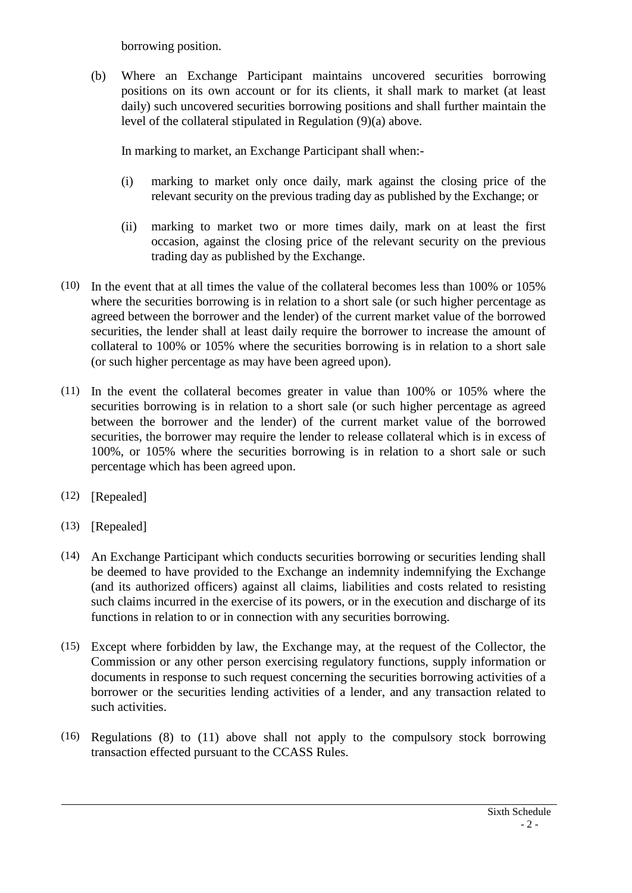borrowing position.

(b) Where an Exchange Participant maintains uncovered securities borrowing positions on its own account or for its clients, it shall mark to market (at least daily) such uncovered securities borrowing positions and shall further maintain the level of the collateral stipulated in Regulation (9)(a) above.

In marking to market, an Exchange Participant shall when:-

(i) marking to market only once daily, mark against the closing price of the relevant security on the previous trading day as published by the Exchange; or

(ii) marking to market two or more times daily, mark on at least the first occasion, against the closing price of the relevant security on the previous trading day as published by the Exchange.

(10) In the event that at all times the value of the collateral becomes less than 100% or 105% where the securities borrowing is in relation to a short sale (or such higher percentage as agreed between the borrower and the lender) of the current market value of the borrowed securities, the lender shall at least daily require the borrower to increase the amount of collateral to 100% or 105% where the securities borrowing is in relation to a short sale (or such higher percentage as may have been agreed upon).

(11) In the event the collateral becomes greater in value than 100% or 105% where the securities borrowing is in relation to a short sale (or such higher percentage as agreed between the borrower and the lender) of the current market value of the borrowed securities, the borrower may require the lender to release collateral which is in excess of 100%, or 105% where the securities borrowing is in relation to a short sale or such percentage which has been agreed upon.

(12) [Repealed]

(13) [Repealed]

(14) An Exchange Participant which conducts securities borrowing or securities lending shall be deemed to have provided to the Exchange an indemnity indemnifying the Exchange (and its authorized officers) against all claims, liabilities and costs related to resisting such claims incurred in the exercise of its powers, or in the execution and discharge of its functions in relation to or in connection with any securities borrowing.

(15) Except where forbidden by law, the Exchange may, at the request of the Collector, the Commission or any other person exercising regulatory functions, supply information or documents in response to such request concerning the securities borrowing activities of a borrower or the securities lending activities of a lender, and any transaction related to such activities.

(16) Regulations (8) to (11) above shall not apply to the compulsory stock borrowing transaction effected pursuant to the CCASS Rules.